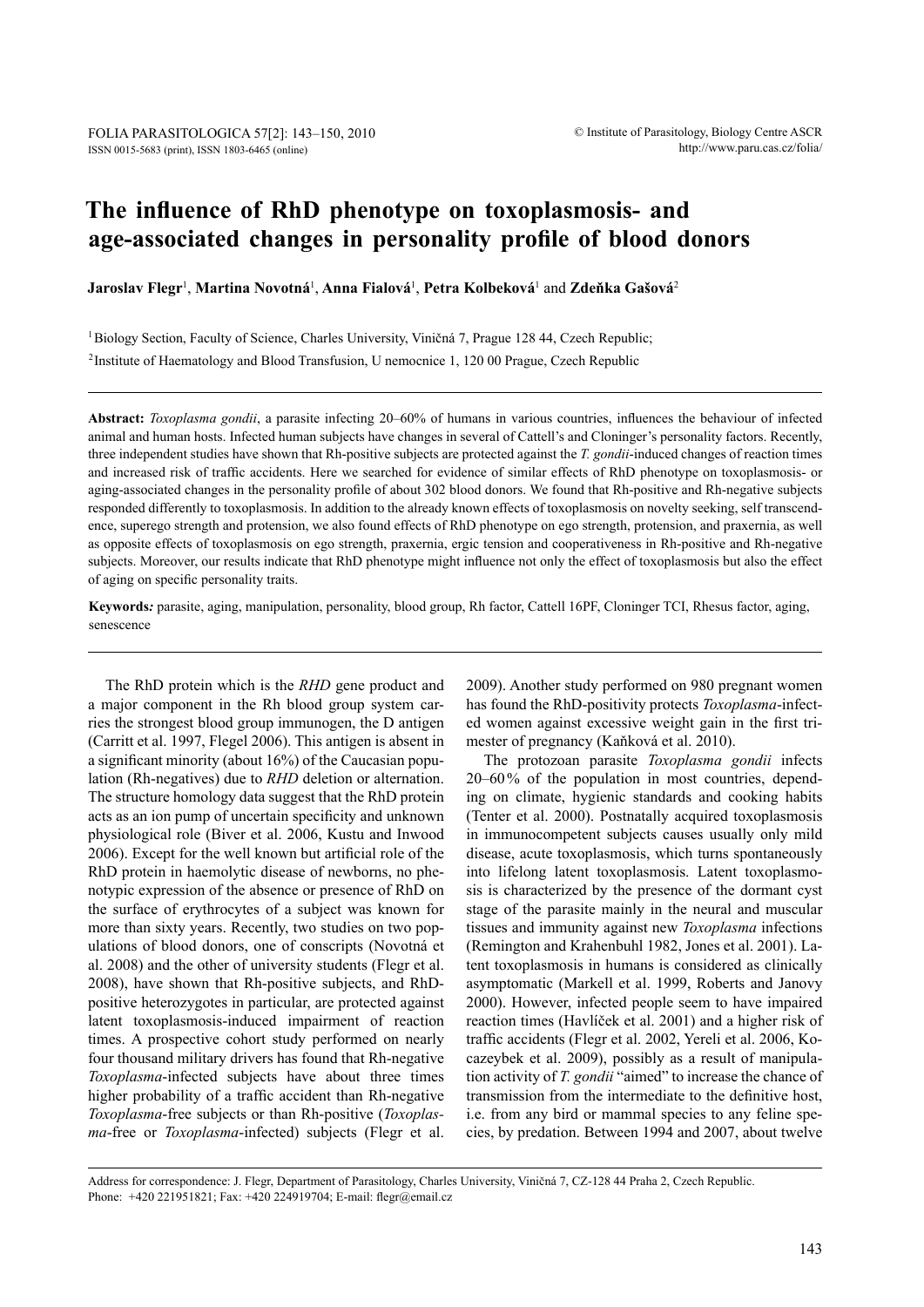# The influence of RhD phenotype on toxoplasmosis- and age-associated changes in personality profile of blood donors

**Jaroslav Flegr**[1], **Martina Novotná**[1], **Anna Fialová**[1], **Petra Kolbeková**[1] and **Zdeňka Gašová**[2]

[1] Biology Section, Faculty of Science, Charles University, Viničná 7, Prague 128 44, Czech Republic;

[2] Institute of Haematology and Blood Transfusion, U nemocnice 1, 120 00 Prague, Czech Republic

**Abstract:** *Toxoplasma gondii*, a parasite infecting 20–60% of humans in various countries, influences the behaviour of infected animal and human hosts. Infected human subjects have changes in several of Cattell's and Cloninger's personality factors. Recently, three independent studies have shown that Rh-positive subjects are protected against the *T. gondii*-induced changes of reaction times and increased risk of traffic accidents. Here we searched for evidence of similar effects of RhD phenotype on toxoplasmosis- or aging-associated changes in the personality profile of about 302 blood donors. We found that Rh-positive and Rh-negative subjects responded differently to toxoplasmosis. In addition to the already known effects of toxoplasmosis on novelty seeking, self transcendence, superego strength and protension, we also found effects of RhD phenotype on ego strength, protension, and praxernia, as well as opposite effects of toxoplasmosis on ego strength, praxernia, ergic tension and cooperativeness in Rh-positive and Rh-negative subjects. Moreover, our results indicate that RhD phenotype might influence not only the effect of toxoplasmosis but also the effect of aging on specific personality traits.

**Keywords***:* parasite, aging, manipulation, personality, blood group, Rh factor, Cattell 16PF, Cloninger TCI, Rhesus factor, aging, senescence

The RhD protein which is the *RHD* gene product and a major component in the Rh blood group system carries the strongest blood group immunogen, the D antigen (Carritt et al. 1997, Flegel 2006). This antigen is absent in a significant minority (about 16%) of the Caucasian population (Rh-negatives) due to *RHD* deletion or alternation. The structure homology data suggest that the RhD protein acts as an ion pump of uncertain specificity and unknown physiological role (Biver et al. 2006, Kustu and Inwood 2006). Except for the well known but artificial role of the RhD protein in haemolytic disease of newborns, no phenotypic expression of the absence or presence of RhD on the surface of erythrocytes of a subject was known for more than sixty years. Recently, two studies on two populations of blood donors, one of conscripts (Novotná et al. 2008) and the other of university students (Flegr et al. 2008), have shown that Rh-positive subjects, and RhD-positive heterozygotes in particular, are protected against latent toxoplasmosis-induced impairment of reaction times. A prospective cohort study performed on nearly four thousand military drivers has found that Rh-negative *Toxoplasma*-infected subjects have about three times higher probability of a traffic accident than Rh-negative *Toxoplasma*-free subjects or than Rh-positive (*Toxoplasma*-free or *Toxoplasma*-infected) subjects (Flegr et al. 2009). Another study performed on 980 pregnant women has found the RhD-positivity protects *Toxoplasma*-infected women against excessive weight gain in the first trimester of pregnancy (Kaňková et al. 2010).

The protozoan parasite *Toxoplasma gondii* infects 20–60% of the population in most countries, depending on climate, hygienic standards and cooking habits (Tenter et al. 2000). Postnatally acquired toxoplasmosis in immunocompetent subjects causes usually only mild disease, acute toxoplasmosis, which turns spontaneously into lifelong latent toxoplasmosis. Latent toxoplasmosis is characterized by the presence of the dormant cyst stage of the parasite mainly in the neural and muscular tissues and immunity against new *Toxoplasma* infections (Remington and Krahenbuhl 1982, Jones et al. 2001). Latent toxoplasmosis in humans is considered as clinically asymptomatic (Markell et al. 1999, Roberts and Janovy 2000). However, infected people seem to have impaired reaction times (Havlíček et al. 2001) and a higher risk of traffic accidents (Flegr et al. 2002, Yereli et al. 2006, Kocazeybek et al. 2009), possibly as a result of manipulation activity of *T. gondii* "aimed" to increase the chance of transmission from the intermediate to the definitive host, i.e. from any bird or mammal species to any feline species, by predation. Between 1994 and 2007, about twelve

Address for correspondence: J. Flegr, Department of Parasitology, Charles University, Viničná 7, CZ-128 44 Praha 2, Czech Republic. Phone: +420 221951821; Fax: +420 224919704; E-mail: flegr@email.cz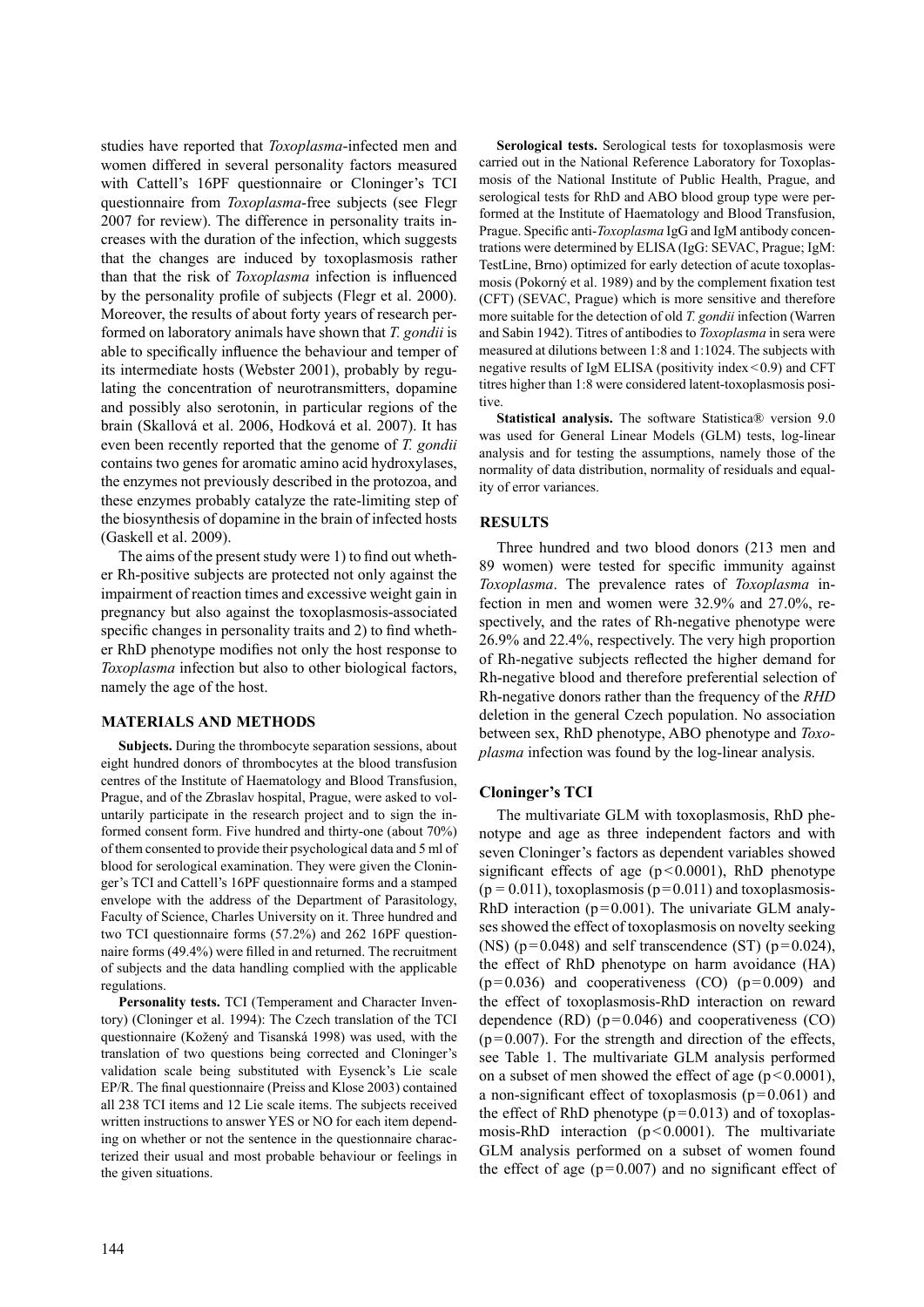studies have reported that *Toxoplasma*-infected men and women differed in several personality factors measured with Cattell's 16PF questionnaire or Cloninger's TCI questionnaire from *Toxoplasma*-free subjects (see Flegr 2007 for review). The difference in personality traits increases with the duration of the infection, which suggests that the changes are induced by toxoplasmosis rather than that the risk of *Toxoplasma* infection is influenced by the personality profile of subjects (Flegr et al. 2000). Moreover, the results of about forty years of research performed on laboratory animals have shown that *T. gondii* is able to specifically influence the behaviour and temper of its intermediate hosts (Webster 2001), probably by regulating the concentration of neurotransmitters, dopamine and possibly also serotonin, in particular regions of the brain (Skallová et al. 2006, Hodková et al. 2007). It has even been recently reported that the genome of *T. gondii* contains two genes for aromatic amino acid hydroxylases, the enzymes not previously described in the protozoa, and these enzymes probably catalyze the rate-limiting step of the biosynthesis of dopamine in the brain of infected hosts (Gaskell et al. 2009).

The aims of the present study were 1) to find out whether Rh-positive subjects are protected not only against the impairment of reaction times and excessive weight gain in pregnancy but also against the toxoplasmosis-associated specific changes in personality traits and 2) to find whether RhD phenotype modifies not only the host response to *Toxoplasma* infection but also to other biological factors, namely the age of the host.

## MATERIALS AND METHODS

**Subjects.** During the thrombocyte separation sessions, about eight hundred donors of thrombocytes at the blood transfusion centres of the Institute of Haematology and Blood Transfusion, Prague, and of the Zbraslav hospital, Prague, were asked to voluntarily participate in the research project and to sign the informed consent form. Five hundred and thirty-one (about 70%) of them consented to provide their psychological data and 5 ml of blood for serological examination. They were given the Cloninger's TCI and Cattell's 16PF questionnaire forms and a stamped envelope with the address of the Department of Parasitology, Faculty of Science, Charles University on it. Three hundred and two TCI questionnaire forms (57.2%) and 262 16PF questionnaire forms (49.4%) were filled in and returned. The recruitment of subjects and the data handling complied with the applicable regulations.

**Personality tests.** TCI (Temperament and Character Inventory) (Cloninger et al. 1994): The Czech translation of the TCI questionnaire (Kožený and Tisanská 1998) was used, with the translation of two questions being corrected and Cloninger's validation scale being substituted with Eysenck's Lie scale EP/R. The final questionnaire (Preiss and Klose 2003) contained all 238 TCI items and 12 Lie scale items. The subjects received written instructions to answer YES or NO for each item depending on whether or not the sentence in the questionnaire characterized their usual and most probable behaviour or feelings in the given situations.

**Serological tests.** Serological tests for toxoplasmosis were carried out in the National Reference Laboratory for Toxoplasmosis of the National Institute of Public Health, Prague, and serological tests for RhD and ABO blood group type were performed at the Institute of Haematology and Blood Transfusion, Prague. Specific anti-*Toxoplasma* IgG and IgM antibody concentrations were determined by ELISA (IgG: SEVAC, Prague; IgM: TestLine, Brno) optimized for early detection of acute toxoplasmosis (Pokorný et al. 1989) and by the complement fixation test (CFT) (SEVAC, Prague) which is more sensitive and therefore more suitable for the detection of old *T. gondii* infection (Warren and Sabin 1942). Titres of antibodies to *Toxoplasma* in sera were measured at dilutions between 1:8 and 1:1024. The subjects with negative results of IgM ELISA (positivity index $<0.9$) and CFT titres higher than 1:8 were considered latent-toxoplasmosis positive.

**Statistical analysis.** The software Statistica® version 9.0 was used for General Linear Models (GLM) tests, log-linear analysis and for testing the assumptions, namely those of the normality of data distribution, normality of residuals and equality of error variances.

## RESULTS

Three hundred and two blood donors (213 men and 89 women) were tested for specific immunity against *Toxoplasma*. The prevalence rates of *Toxoplasma* infection in men and women were 32.9% and 27.0%, respectively, and the rates of Rh-negative phenotype were 26.9% and 22.4%, respectively. The very high proportion of Rh-negative subjects reflected the higher demand for Rh-negative blood and therefore preferential selection of Rh-negative donors rather than the frequency of the *RHD* deletion in the general Czech population. No association between sex, RhD phenotype, ABO phenotype and *Toxoplasma* infection was found by the log-linear analysis.

### Cloninger's TCI

The multivariate GLM with toxoplasmosis, RhD phenotype and age as three independent factors and with seven Cloninger's factors as dependent variables showed significant effects of age ($p<0.0001$), RhD phenotype ($p = 0.011$), toxoplasmosis ($p=0.011$) and toxoplasmosis-RhD interaction ($p=0.001$). The univariate GLM analyses showed the effect of toxoplasmosis on novelty seeking (NS) ($p=0.048$) and self transcendence (ST) ($p=0.024$), the effect of RhD phenotype on harm avoidance (HA) ($p=0.036$) and cooperativeness (CO) ($p=0.009$) and the effect of toxoplasmosis-RhD interaction on reward dependence (RD) ($p=0.046$) and cooperativeness (CO) ($p=0.007$). For the strength and direction of the effects, see Table 1. The multivariate GLM analysis performed on a subset of men showed the effect of age ($p<0.0001$), a non-significant effect of toxoplasmosis ($p=0.061$) and the effect of RhD phenotype ($p=0.013$) and of toxoplasmosis-RhD interaction ($p<0.0001$). The multivariate GLM analysis performed on a subset of women found the effect of age ($p=0.007$) and no significant effect of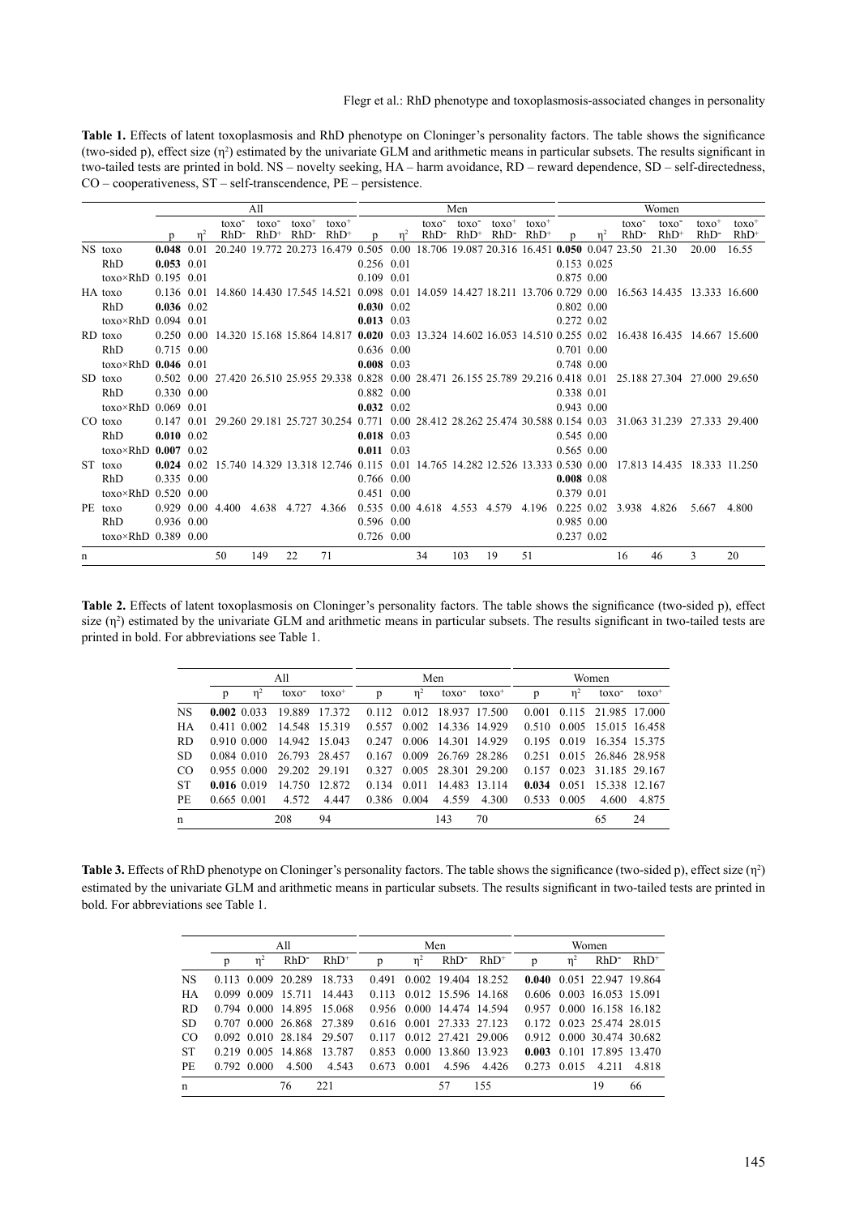**Table 1.** Effects of latent toxoplasmosis and RhD phenotype on Cloninger's personality factors. The table shows the significance (two-sided p), effect size ($\eta^2$) estimated by the univariate GLM and arithmetic means in particular subsets. The results significant in two-tailed tests are printed in bold. NS – novelty seeking, HA – harm avoidance, RD – reward dependence, SD – self-directedness, CO – cooperativeness, ST – self-transcendence, PE – persistence.

| | | All | | | | | | Men | | | | | | Women | | | | | |
|---|---|---|---|---|---|---|---|---|---|---|---|---|---|---|---|---|---|---|---|
| | | p | $\eta^2$ | toxo⁻ RhD⁻ | toxo⁻ RhD⁺ | toxo⁺ RhD⁻ | toxo⁺ RhD⁺ | p | $\eta^2$ | toxo⁻ RhD⁻ | toxo⁻ RhD⁺ | toxo⁺ RhD⁻ | toxo⁺ RhD⁺ | p | $\eta^2$ | toxo⁻ RhD⁻ | toxo⁻ RhD⁺ | toxo⁺ RhD⁻ | toxo⁺ RhD⁺ |
| NS | toxo | **0.048** | 0.01 | 20.240 | 19.772 | 20.273 | 16.479 | 0.505 | 0.00 | 18.706 | 19.087 | 20.316 | 16.451 | **0.050** | 0.047 | 23.50 | 21.30 | 20.00 | 16.55 |
| | RhD | **0.053** | 0.01 | | | | | 0.256 | 0.01 | | | | | 0.153 | 0.025 | | | | |
| | toxo×RhD | 0.195 | 0.01 | | | | | 0.109 | 0.01 | | | | | 0.875 | 0.00 | | | | |
| HA | toxo | 0.136 | 0.01 | 14.860 | 14.430 | 17.545 | 14.521 | 0.098 | 0.01 | 14.059 | 14.427 | 18.211 | 13.706 | 0.729 | 0.00 | 16.563 | 14.435 | 13.333 | 16.600 |
| | RhD | **0.036** | 0.02 | | | | | **0.030** | 0.02 | | | | | 0.802 | 0.00 | | | | |
| | toxo×RhD | 0.094 | 0.01 | | | | | **0.013** | 0.03 | | | | | 0.272 | 0.02 | | | | |
| RD | toxo | 0.250 | 0.00 | 14.320 | 15.168 | 15.864 | 14.817 | **0.020** | 0.03 | 13.324 | 14.602 | 16.053 | 14.510 | 0.255 | 0.02 | 16.438 | 16.435 | 14.667 | 15.600 |
| | RhD | 0.715 | 0.00 | | | | | 0.636 | 0.00 | | | | | 0.701 | 0.00 | | | | |
| | toxo×RhD | **0.046** | 0.01 | | | | | **0.008** | 0.03 | | | | | 0.748 | 0.00 | | | | |
| SD | toxo | 0.502 | 0.00 | 27.420 | 26.510 | 25.955 | 29.338 | 0.828 | 0.00 | 28.471 | 26.155 | 25.789 | 29.216 | 0.418 | 0.01 | 25.188 | 27.304 | 27.000 | 29.650 |
| | RhD | 0.330 | 0.00 | | | | | 0.882 | 0.00 | | | | | 0.338 | 0.01 | | | | |
| | toxo×RhD | 0.069 | 0.01 | | | | | **0.032** | 0.02 | | | | | 0.943 | 0.00 | | | | |
| CO | toxo | 0.147 | 0.01 | 29.260 | 29.181 | 25.727 | 30.254 | 0.771 | 0.00 | 28.412 | 28.262 | 25.474 | 30.588 | 0.154 | 0.03 | 31.063 | 31.239 | 27.333 | 29.400 |
| | RhD | **0.010** | 0.02 | | | | | **0.018** | 0.03 | | | | | 0.545 | 0.00 | | | | |
| | toxo×RhD | **0.007** | 0.02 | | | | | **0.011** | 0.03 | | | | | 0.565 | 0.00 | | | | |
| ST | toxo | **0.024** | 0.02 | 15.740 | 14.329 | 13.318 | 12.746 | 0.115 | 0.01 | 14.765 | 14.282 | 12.526 | 13.333 | 0.530 | 0.00 | 17.813 | 14.435 | 18.333 | 11.250 |
| | RhD | 0.335 | 0.00 | | | | | 0.766 | 0.00 | | | | | **0.008** | 0.08 | | | | |
| | toxo×RhD | 0.520 | 0.00 | | | | | 0.451 | 0.00 | | | | | 0.379 | 0.01 | | | | |
| PE | toxo | 0.929 | 0.00 | 4.400 | 4.638 | 4.727 | 4.366 | 0.535 | 0.00 | 4.618 | 4.553 | 4.579 | 4.196 | 0.225 | 0.02 | 3.938 | 4.826 | 5.667 | 4.800 |
| | RhD | 0.936 | 0.00 | | | | | 0.596 | 0.00 | | | | | 0.985 | 0.00 | | | | |
| | toxo×RhD | 0.389 | 0.00 | | | | | 0.726 | 0.00 | | | | | 0.237 | 0.02 | | | | |
| n | | | | 50 | 149 | 22 | 71 | | | 34 | 103 | 19 | 51 | | | 16 | 46 | 3 | 20 |

**Table 2.** Effects of latent toxoplasmosis on Cloninger's personality factors. The table shows the significance (two-sided p), effect size ($\eta^2$) estimated by the univariate GLM and arithmetic means in particular subsets. The results significant in two-tailed tests are printed in bold. For abbreviations see Table 1.

| | All | | | | Men | | | | Women | | | |
|---|---|---|---|---|---|---|---|---|---|---|---|---|
| | p | $\eta^2$ | toxo⁻ | toxo⁺ | p | $\eta^2$ | toxo⁻ | toxo⁺ | p | $\eta^2$ | toxo⁻ | toxo⁺ |
| NS | **0.002** | 0.033 | 19.889 | 17.372 | 0.112 | 0.012 | 18.937 | 17.500 | 0.001 | 0.115 | 21.985 | 17.000 |
| HA | 0.411 | 0.002 | 14.548 | 15.319 | 0.557 | 0.002 | 14.336 | 14.929 | 0.510 | 0.005 | 15.015 | 16.458 |
| RD | 0.910 | 0.000 | 14.942 | 15.043 | 0.247 | 0.006 | 14.301 | 14.929 | 0.195 | 0.019 | 16.354 | 15.375 |
| SD | 0.084 | 0.010 | 26.793 | 28.457 | 0.167 | 0.009 | 26.769 | 28.286 | 0.251 | 0.015 | 26.846 | 28.958 |
| CO | 0.955 | 0.000 | 29.202 | 29.191 | 0.327 | 0.005 | 28.301 | 29.200 | 0.157 | 0.023 | 31.185 | 29.167 |
| ST | **0.016** | 0.019 | 14.750 | 12.872 | 0.134 | 0.011 | 14.483 | 13.114 | **0.034** | 0.051 | 15.338 | 12.167 |
| PE | 0.665 | 0.001 | 4.572 | 4.447 | 0.386 | 0.004 | 4.559 | 4.300 | 0.533 | 0.005 | 4.600 | 4.875 |
| n | | | 208 | 94 | | | 143 | 70 | | | 65 | 24 |

**Table 3.** Effects of RhD phenotype on Cloninger's personality factors. The table shows the significance (two-sided p), effect size ($\eta^2$) estimated by the univariate GLM and arithmetic means in particular subsets. The results significant in two-tailed tests are printed in bold. For abbreviations see Table 1.

| | All | | | | Men | | | | Women | | | |
|---|---|---|---|---|---|---|---|---|---|---|---|---|
| | p | $\eta^2$ | RhD⁻ | RhD⁺ | p | $\eta^2$ | RhD⁻ | RhD⁺ | p | $\eta^2$ | RhD⁻ | RhD⁺ |
| NS | 0.113 | 0.009 | 20.289 | 18.733 | 0.491 | 0.002 | 19.404 | 18.252 | **0.040** | 0.051 | 22.947 | 19.864 |
| HA | 0.099 | 0.009 | 15.711 | 14.443 | 0.113 | 0.012 | 15.596 | 14.168 | 0.606 | 0.003 | 16.053 | 15.091 |
| RD | 0.794 | 0.000 | 14.895 | 15.068 | 0.956 | 0.000 | 14.474 | 14.594 | 0.957 | 0.000 | 16.158 | 16.182 |
| SD | 0.707 | 0.000 | 26.868 | 27.389 | 0.616 | 0.001 | 27.333 | 27.123 | 0.172 | 0.023 | 25.474 | 28.015 |
| CO | 0.092 | 0.010 | 28.184 | 29.507 | 0.117 | 0.012 | 27.421 | 29.006 | 0.912 | 0.000 | 30.474 | 30.682 |
| ST | 0.219 | 0.005 | 14.868 | 13.787 | 0.853 | 0.000 | 13.860 | 13.923 | **0.003** | 0.101 | 17.895 | 13.470 |
| PE | 0.792 | 0.000 | 4.500 | 4.543 | 0.673 | 0.001 | 4.596 | 4.426 | 0.273 | 0.015 | 4.211 | 4.818 |
| n | | | 76 | 221 | | | 57 | 155 | | | 19 | 66 |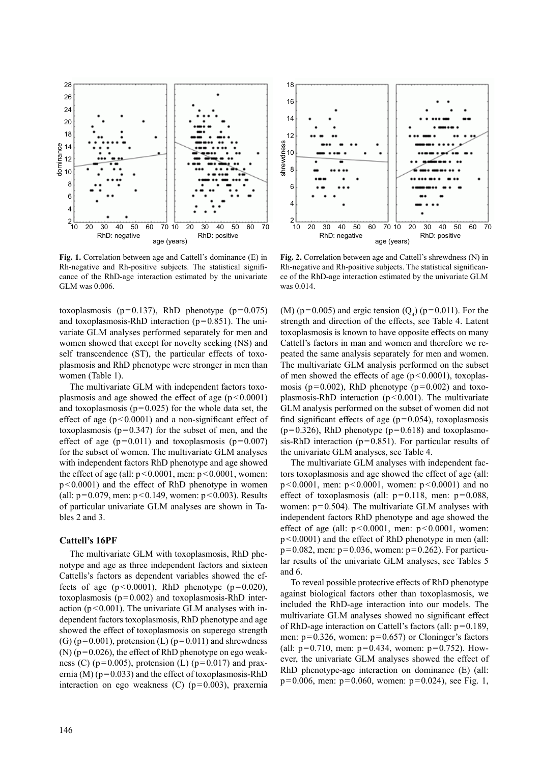**Fig. 1.** Correlation between age and Cattell's dominance (E) in Rh-negative and Rh-positive subjects. The statistical significance of the RhD-age interaction estimated by the univariate GLM was 0.006.

**Fig. 2.** Correlation between age and Cattell's shrewdness (N) in Rh-negative and Rh-positive subjects. The statistical significance of the RhD-age interaction estimated by the univariate GLM was 0.014.

toxoplasmosis ($p=0.137$), RhD phenotype ($p=0.075$) and toxoplasmosis-RhD interaction ($p=0.851$). The univariate GLM analyses performed separately for men and women showed that except for novelty seeking (NS) and self transcendence (ST), the particular effects of toxoplasmosis and RhD phenotype were stronger in men than women (Table 1).

The multivariate GLM with independent factors toxoplasmosis and age showed the effect of age ($p<0.0001$) and toxoplasmosis ($p=0.025$) for the whole data set, the effect of age ($p<0.0001$) and a non-significant effect of toxoplasmosis ($p=0.347$) for the subset of men, and the effect of age ($p=0.011$) and toxoplasmosis ($p=0.007$) for the subset of women. The multivariate GLM analyses with independent factors RhD phenotype and age showed the effect of age (all: $p<0.0001$, men: $p<0.0001$, women: $p<0.0001$) and the effect of RhD phenotype in women (all: $p=0.079$, men: $p<0.149$, women: $p<0.003$). Results of particular univariate GLM analyses are shown in Tables 2 and 3.

### Cattell's 16PF

The multivariate GLM with toxoplasmosis, RhD phenotype and age as three independent factors and sixteen Cattells's factors as dependent variables showed the effects of age ($p<0.0001$), RhD phenotype ($p=0.020$), toxoplasmosis ($p=0.002$) and toxoplasmosis-RhD interaction ($p<0.001$). The univariate GLM analyses with independent factors toxoplasmosis, RhD phenotype and age showed the effect of toxoplasmosis on superego strength (G) ($p=0.001$), protension (L) ($p=0.011$) and shrewdness (N) ($p=0.026$), the effect of RhD phenotype on ego weakness (C) ($p=0.005$), protension (L) ($p=0.017$) and praxernia (M) ($p=0.033$) and the effect of toxoplasmosis-RhD interaction on ego weakness (C) ($p=0.003$), praxernia (M) ($p=0.005$) and ergic tension ($Q_4$) ($p=0.011$). For the strength and direction of the effects, see Table 4. Latent toxoplasmosis is known to have opposite effects on many Cattell's factors in man and women and therefore we repeated the same analysis separately for men and women. The multivariate GLM analysis performed on the subset of men showed the effects of age ($p<0.0001$), toxoplasmosis ($p=0.002$), RhD phenotype ($p=0.002$) and toxoplasmosis-RhD interaction ($p<0.001$). The multivariate GLM analysis performed on the subset of women did not find significant effects of age ($p=0.054$), toxoplasmosis ($p=0.326$), RhD phenotype ($p=0.618$) and toxoplasmosis-RhD interaction ($p=0.851$). For particular results of the univariate GLM analyses, see Table 4.

The multivariate GLM analyses with independent factors toxoplasmosis and age showed the effect of age (all: $p<0.0001$, men: $p<0.0001$, women: $p<0.0001$) and no effect of toxoplasmosis (all: $p=0.118$, men: $p=0.088$, women: $p=0.504$). The multivariate GLM analyses with independent factors RhD phenotype and age showed the effect of age (all: $p<0.0001$, men: $p<0.0001$, women: $p<0.0001$) and the effect of RhD phenotype in men (all: $p=0.082$, men: $p=0.036$, women: $p=0.262$). For particular results of the univariate GLM analyses, see Tables 5 and 6.

To reveal possible protective effects of RhD phenotype against biological factors other than toxoplasmosis, we included the RhD-age interaction into our models. The multivariate GLM analyses showed no significant effect of RhD-age interaction on Cattell's factors (all: $p=0.189$, men: $p=0.326$, women: $p=0.657$) or Cloninger's factors (all: $p=0.710$, men: $p=0.434$, women: $p=0.752$). However, the univariate GLM analyses showed the effect of RhD phenotype-age interaction on dominance (E) (all: $p=0.006$, men: $p=0.060$, women: $p=0.024$), see Fig. 1,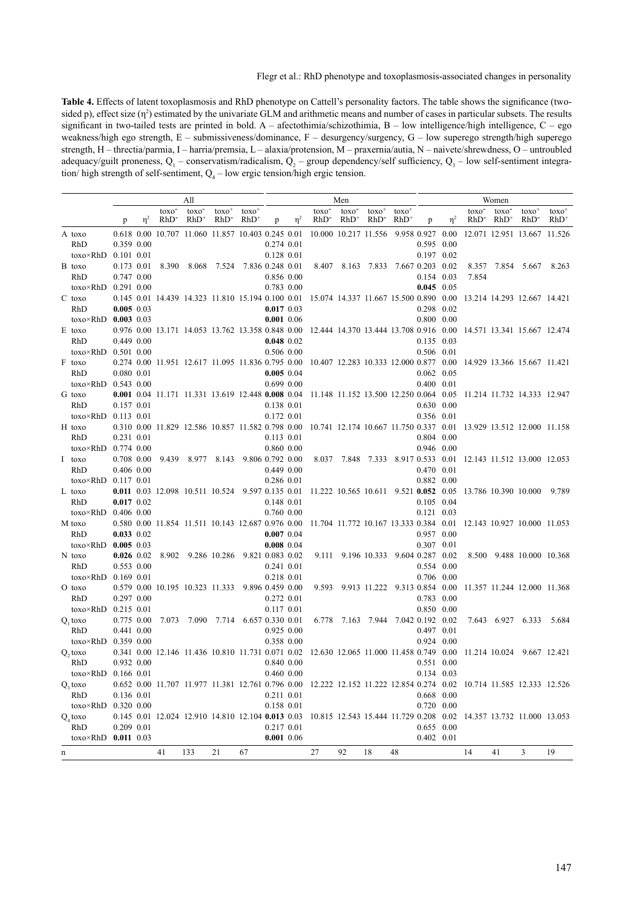**Table 4.** Effects of latent toxoplasmosis and RhD phenotype on Cattell's personality factors. The table shows the significance (two-sided p), effect size ($\eta^2$) estimated by the univariate GLM and arithmetic means and number of cases in particular subsets. The results significant in two-tailed tests are printed in bold. A – afectothimia/schizothimia, B – low intelligence/high intelligence, C – ego weakness/high ego strength, E – submissiveness/dominance, F – desurgency/surgency, G – low superego strength/high superego strength, H – threctia/parmia, I – harria/premsia, L – alaxia/protension, M – praxernia/autia, N – naivete/shrewdness, O – untroubled adequacy/guilt proneness, $Q_1$ – conservatism/radicalism, $Q_2$ – group dependency/self sufficiency, $Q_3$ – low self-sentiment integration/ high strength of self-sentiment, $Q_4$ – low ergic tension/high ergic tension.

| | All | | | | | | Men | | | | | | Women | | | | | |
|---|---|---|---|---|---|---|---|---|---|---|---|---|---|---|---|---|---|---|
| | p | $\eta^2$ | toxo$^-$ RhD$^-$ | toxo$^-$ RhD$^+$ | toxo$^+$ RhD$^-$ | toxo$^+$ RhD$^+$ | p | $\eta^2$ | toxo$^-$ RhD$^-$ | toxo$^-$ RhD$^+$ | toxo$^+$ RhD$^-$ | toxo$^+$ RhD$^+$ | p | $\eta^2$ | toxo$^-$ RhD$^-$ | toxo$^-$ RhD$^+$ | toxo$^+$ RhD$^-$ | toxo$^+$ RhD$^+$ |
| A toxo | 0.618 | 0.00 | 10.707 | 11.060 | 11.857 | 10.403 | 0.245 | 0.01 | 10.000 | 10.217 | 11.556 | 9.958 | 0.927 | 0.00 | 12.071 | 12.951 | 13.667 | 11.526 |
| RhD | 0.359 | 0.00 | | | | | 0.274 | 0.01 | | | | | 0.595 | 0.00 | | | | |
| toxo×RhD | 0.101 | 0.01 | | | | | 0.128 | 0.01 | | | | | 0.197 | 0.02 | | | | |
| B toxo | 0.173 | 0.01 | 8.390 | 8.068 | 7.524 | 7.836 | 0.248 | 0.01 | 8.407 | 8.163 | 7.833 | 7.667 | 0.203 | 0.02 | 8.357 | 7.854 | 5.667 | 8.263 |
| RhD | 0.747 | 0.00 | | | | | 0.856 | 0.00 | | | | | 0.154 | 0.03 | 7.854 | | | |
| toxo×RhD | 0.291 | 0.00 | | | | | 0.783 | 0.00 | | | | | **0.045** | 0.05 | | | | |
| C toxo | 0.145 | 0.01 | 14.439 | 14.323 | 11.810 | 15.194 | 0.100 | 0.01 | 15.074 | 14.337 | 11.667 | 15.500 | 0.890 | 0.00 | 13.214 | 14.293 | 12.667 | 14.421 |
| RhD | **0.005** | 0.03 | | | | | **0.017** | 0.03 | | | | | 0.298 | 0.02 | | | | |
| toxo×RhD | **0.003** | 0.03 | | | | | **0.001** | 0.06 | | | | | 0.800 | 0.00 | | | | |
| E toxo | 0.976 | 0.00 | 13.171 | 14.053 | 13.762 | 13.358 | 0.848 | 0.00 | 12.444 | 14.370 | 13.444 | 13.708 | 0.916 | 0.00 | 14.571 | 13.341 | 15.667 | 12.474 |
| RhD | 0.449 | 0.00 | | | | | **0.048** | 0.02 | | | | | 0.135 | 0.03 | | | | |
| toxo×RhD | 0.501 | 0.00 | | | | | 0.506 | 0.00 | | | | | 0.506 | 0.01 | | | | |
| F toxo | 0.274 | 0.00 | 11.951 | 12.617 | 11.095 | 11.836 | 0.795 | 0.00 | 10.407 | 12.283 | 10.333 | 12.000 | 0.877 | 0.00 | 14.929 | 13.366 | 15.667 | 11.421 |
| RhD | 0.080 | 0.01 | | | | | **0.005** | 0.04 | | | | | 0.062 | 0.05 | | | | |
| toxo×RhD | 0.543 | 0.00 | | | | | 0.699 | 0.00 | | | | | 0.400 | 0.01 | | | | |
| G toxo | **0.001** | 0.04 | 11.171 | 11.331 | 13.619 | 12.448 | **0.008** | 0.04 | 11.148 | 11.152 | 13.500 | 12.250 | 0.064 | 0.05 | 11.214 | 11.732 | 14.333 | 12.947 |
| RhD | 0.157 | 0.01 | | | | | 0.138 | 0.01 | | | | | 0.630 | 0.00 | | | | |
| toxo×RhD | 0.113 | 0.01 | | | | | 0.172 | 0.01 | | | | | 0.356 | 0.01 | | | | |
| H toxo | 0.310 | 0.00 | 11.829 | 12.586 | 10.857 | 11.582 | 0.798 | 0.00 | 10.741 | 12.174 | 10.667 | 11.750 | 0.337 | 0.01 | 13.929 | 13.512 | 12.000 | 11.158 |
| RhD | 0.231 | 0.01 | | | | | 0.113 | 0.01 | | | | | 0.804 | 0.00 | | | | |
| toxo×RhD | 0.774 | 0.00 | | | | | 0.860 | 0.00 | | | | | 0.946 | 0.00 | | | | |
| I toxo | 0.708 | 0.00 | 9.439 | 8.977 | 8.143 | 9.806 | 0.792 | 0.00 | 8.037 | 7.848 | 7.333 | 8.917 | 0.533 | 0.01 | 12.143 | 11.512 | 13.000 | 12.053 |
| RhD | 0.406 | 0.00 | | | | | 0.449 | 0.00 | | | | | 0.470 | 0.01 | | | | |
| toxo×RhD | 0.117 | 0.01 | | | | | 0.286 | 0.01 | | | | | 0.882 | 0.00 | | | | |
| L toxo | **0.011** | 0.03 | 12.098 | 10.511 | 10.524 | 9.597 | 0.135 | 0.01 | 11.222 | 10.565 | 10.611 | 9.521 | **0.052** | 0.05 | 13.786 | 10.390 | 10.000 | 9.789 |
| RhD | **0.017** | 0.02 | | | | | 0.148 | 0.01 | | | | | 0.105 | 0.04 | | | | |
| toxo×RhD | 0.406 | 0.00 | | | | | 0.760 | 0.00 | | | | | 0.121 | 0.03 | | | | |
| M toxo | 0.580 | 0.00 | 11.854 | 11.511 | 10.143 | 12.687 | 0.976 | 0.00 | 11.704 | 11.772 | 10.167 | 13.333 | 0.384 | 0.01 | 12.143 | 10.927 | 10.000 | 11.053 |
| RhD | **0.033** | 0.02 | | | | | **0.007** | 0.04 | | | | | 0.957 | 0.00 | | | | |
| toxo×RhD | **0.005** | 0.03 | | | | | **0.008** | 0.04 | | | | | 0.307 | 0.01 | | | | |
| N toxo | **0.026** | 0.02 | 8.902 | 9.286 | 10.286 | 9.821 | 0.083 | 0.02 | 9.111 | 9.196 | 10.333 | 9.604 | 0.287 | 0.02 | 8.500 | 9.488 | 10.000 | 10.368 |
| RhD | 0.553 | 0.00 | | | | | 0.241 | 0.01 | | | | | 0.554 | 0.00 | | | | |
| toxo×RhD | 0.169 | 0.01 | | | | | 0.218 | 0.01 | | | | | 0.706 | 0.00 | | | | |
| O toxo | 0.579 | 0.00 | 10.195 | 10.323 | 11.333 | 9.896 | 0.459 | 0.00 | 9.593 | 9.913 | 11.222 | 9.313 | 0.854 | 0.00 | 11.357 | 11.244 | 12.000 | 11.368 |
| RhD | 0.297 | 0.00 | | | | | 0.272 | 0.01 | | | | | 0.783 | 0.00 | | | | |
| toxo×RhD | 0.215 | 0.01 | | | | | 0.117 | 0.01 | | | | | 0.850 | 0.00 | | | | |
| $Q_1$ toxo | 0.775 | 0.00 | 7.073 | 7.090 | 7.714 | 6.657 | 0.330 | 0.01 | 6.778 | 7.163 | 7.944 | 7.042 | 0.192 | 0.02 | 7.643 | 6.927 | 6.333 | 5.684 |
| RhD | 0.441 | 0.00 | | | | | 0.925 | 0.00 | | | | | 0.497 | 0.01 | | | | |
| toxo×RhD | 0.359 | 0.00 | | | | | 0.358 | 0.00 | | | | | 0.924 | 0.00 | | | | |
| $Q_2$ toxo | 0.341 | 0.00 | 12.146 | 11.436 | 10.810 | 11.731 | 0.071 | 0.02 | 12.630 | 12.065 | 11.000 | 11.458 | 0.749 | 0.00 | 11.214 | 10.024 | 9.667 | 12.421 |
| RhD | 0.932 | 0.00 | | | | | 0.840 | 0.00 | | | | | 0.551 | 0.00 | | | | |
| toxo×RhD | 0.166 | 0.01 | | | | | 0.460 | 0.00 | | | | | 0.134 | 0.03 | | | | |
| $Q_3$ toxo | 0.652 | 0.00 | 11.707 | 11.977 | 11.381 | 12.761 | 0.796 | 0.00 | 12.222 | 12.152 | 11.222 | 12.854 | 0.274 | 0.02 | 10.714 | 11.585 | 12.333 | 12.526 |
| RhD | 0.136 | 0.01 | | | | | 0.211 | 0.01 | | | | | 0.668 | 0.00 | | | | |
| toxo×RhD | 0.320 | 0.00 | | | | | 0.158 | 0.01 | | | | | 0.720 | 0.00 | | | | |
| $Q_4$ toxo | 0.145 | 0.01 | 12.024 | 12.910 | 14.810 | 12.104 | **0.013** | 0.03 | 10.815 | 12.543 | 15.444 | 11.729 | 0.208 | 0.02 | 14.357 | 13.732 | 11.000 | 13.053 |
| RhD | 0.209 | 0.01 | | | | | 0.217 | 0.01 | | | | | 0.655 | 0.00 | | | | |
| toxo×RhD | **0.011** | 0.03 | | | | | **0.001** | 0.06 | | | | | 0.402 | 0.01 | | | | |
| n | | | 41 | 133 | 21 | 67 | | | 27 | 92 | 18 | 48 | | | 14 | 41 | 3 | 19 |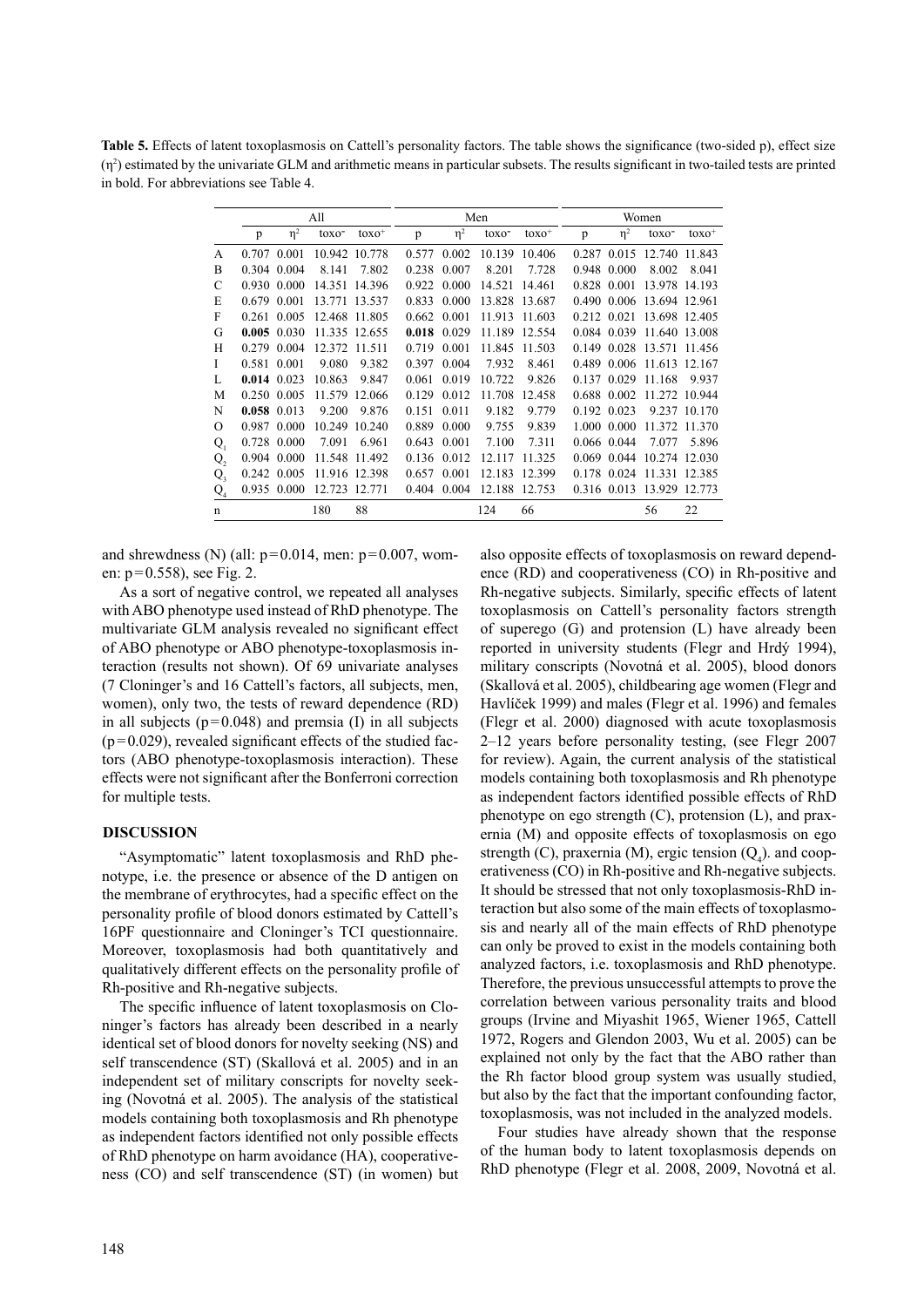**Table 5.** Effects of latent toxoplasmosis on Cattell's personality factors. The table shows the significance (two-sided p), effect size ($\eta^2$) estimated by the univariate GLM and arithmetic means in particular subsets. The results significant in two-tailed tests are printed in bold. For abbreviations see Table 4.

| | All | | | | Men | | | | Women | | | |
|---|---|---|---|---|---|---|---|---|---|---|---|---|
| | p | $\eta^2$ | toxo$^-$ | toxo$^+$ | p | $\eta^2$ | toxo$^-$ | toxo$^+$ | p | $\eta^2$ | toxo$^-$ | toxo$^+$ |
| A | 0.707 | 0.001 | 10.942 | 10.778 | 0.577 | 0.002 | 10.139 | 10.406 | 0.287 | 0.015 | 12.740 | 11.843 |
| B | 0.304 | 0.004 | 8.141 | 7.802 | 0.238 | 0.007 | 8.201 | 7.728 | 0.948 | 0.000 | 8.002 | 8.041 |
| C | 0.930 | 0.000 | 14.351 | 14.396 | 0.922 | 0.000 | 14.521 | 14.461 | 0.828 | 0.001 | 13.978 | 14.193 |
| E | 0.679 | 0.001 | 13.771 | 13.537 | 0.833 | 0.000 | 13.828 | 13.687 | 0.490 | 0.006 | 13.694 | 12.961 |
| F | 0.261 | 0.005 | 12.468 | 11.805 | 0.662 | 0.001 | 11.913 | 11.603 | 0.212 | 0.021 | 13.698 | 12.405 |
| G | **0.005** | 0.030 | 11.335 | 12.655 | **0.018** | 0.029 | 11.189 | 12.554 | 0.084 | 0.039 | 11.640 | 13.008 |
| H | 0.279 | 0.004 | 12.372 | 11.511 | 0.719 | 0.001 | 11.845 | 11.503 | 0.149 | 0.028 | 13.571 | 11.456 |
| I | 0.581 | 0.001 | 9.080 | 9.382 | 0.397 | 0.004 | 7.932 | 8.461 | 0.489 | 0.006 | 11.613 | 12.167 |
| L | **0.014** | 0.023 | 10.863 | 9.847 | 0.061 | 0.019 | 10.722 | 9.826 | 0.137 | 0.029 | 11.168 | 9.937 |
| M | 0.250 | 0.005 | 11.579 | 12.066 | 0.129 | 0.012 | 11.708 | 12.458 | 0.688 | 0.002 | 11.272 | 10.944 |
| N | **0.058** | 0.013 | 9.200 | 9.876 | 0.151 | 0.011 | 9.182 | 9.779 | 0.192 | 0.023 | 9.237 | 10.170 |
| O | 0.987 | 0.000 | 10.249 | 10.240 | 0.889 | 0.000 | 9.755 | 9.839 | 1.000 | 0.000 | 11.372 | 11.370 |
| $Q_1$ | 0.728 | 0.000 | 7.091 | 6.961 | 0.643 | 0.001 | 7.100 | 7.311 | 0.066 | 0.044 | 7.077 | 5.896 |
| $Q_2$ | 0.904 | 0.000 | 11.548 | 11.492 | 0.136 | 0.012 | 12.117 | 11.325 | 0.069 | 0.044 | 10.274 | 12.030 |
| $Q_3$ | 0.242 | 0.005 | 11.916 | 12.398 | 0.657 | 0.001 | 12.183 | 12.399 | 0.178 | 0.024 | 11.331 | 12.385 |
| $Q_4$ | 0.935 | 0.000 | 12.723 | 12.771 | 0.404 | 0.004 | 12.188 | 12.753 | 0.316 | 0.013 | 13.929 | 12.773 |
| n | | | 180 | 88 | | | 124 | 66 | | | 56 | 22 |

and shrewdness (N) (all: $p = 0.014$, men: $p = 0.007$, women: $p = 0.558$), see Fig. 2.

As a sort of negative control, we repeated all analyses with ABO phenotype used instead of RhD phenotype. The multivariate GLM analysis revealed no significant effect of ABO phenotype or ABO phenotype-toxoplasmosis interaction (results not shown). Of 69 univariate analyses (7 Cloninger's and 16 Cattell's factors, all subjects, men, women), only two, the tests of reward dependence (RD) in all subjects ($p = 0.048$) and premsia (I) in all subjects ($p = 0.029$), revealed significant effects of the studied factors (ABO phenotype-toxoplasmosis interaction). These effects were not significant after the Bonferroni correction for multiple tests.

## DISCUSSION

"Asymptomatic" latent toxoplasmosis and RhD phenotype, i.e. the presence or absence of the D antigen on the membrane of erythrocytes, had a specific effect on the personality profile of blood donors estimated by Cattell's 16PF questionnaire and Cloninger's TCI questionnaire. Moreover, toxoplasmosis had both quantitatively and qualitatively different effects on the personality profile of Rh-positive and Rh-negative subjects.

The specific influence of latent toxoplasmosis on Cloninger's factors has already been described in a nearly identical set of blood donors for novelty seeking (NS) and self transcendence (ST) (Skallová et al. 2005) and in an independent set of military conscripts for novelty seeking (Novotná et al. 2005). The analysis of the statistical models containing both toxoplasmosis and Rh phenotype as independent factors identified not only possible effects of RhD phenotype on harm avoidance (HA), cooperativeness (CO) and self transcendence (ST) (in women) but also opposite effects of toxoplasmosis on reward dependence (RD) and cooperativeness (CO) in Rh-positive and Rh-negative subjects. Similarly, specific effects of latent toxoplasmosis on Cattell's personality factors strength of superego (G) and protension (L) have already been reported in university students (Flegr and Hrdý 1994), military conscripts (Novotná et al. 2005), blood donors (Skallová et al. 2005), childbearing age women (Flegr and Havlíček 1999) and males (Flegr et al. 1996) and females (Flegr et al. 2000) diagnosed with acute toxoplasmosis 2–12 years before personality testing, (see Flegr 2007 for review). Again, the current analysis of the statistical models containing both toxoplasmosis and Rh phenotype as independent factors identified possible effects of RhD phenotype on ego strength (C), protension (L), and praxernia (M) and opposite effects of toxoplasmosis on ego strength (C), praxernia (M), ergic tension ($Q_4$). and cooperativeness (CO) in Rh-positive and Rh-negative subjects. It should be stressed that not only toxoplasmosis-RhD interaction but also some of the main effects of toxoplasmosis and nearly all of the main effects of RhD phenotype can only be proved to exist in the models containing both analyzed factors, i.e. toxoplasmosis and RhD phenotype. Therefore, the previous unsuccessful attempts to prove the correlation between various personality traits and blood groups (Irvine and Miyashit 1965, Wiener 1965, Cattell 1972, Rogers and Glendon 2003, Wu et al. 2005) can be explained not only by the fact that the ABO rather than the Rh factor blood group system was usually studied, but also by the fact that the important confounding factor, toxoplasmosis, was not included in the analyzed models.

Four studies have already shown that the response of the human body to latent toxoplasmosis depends on RhD phenotype (Flegr et al. 2008, 2009, Novotná et al.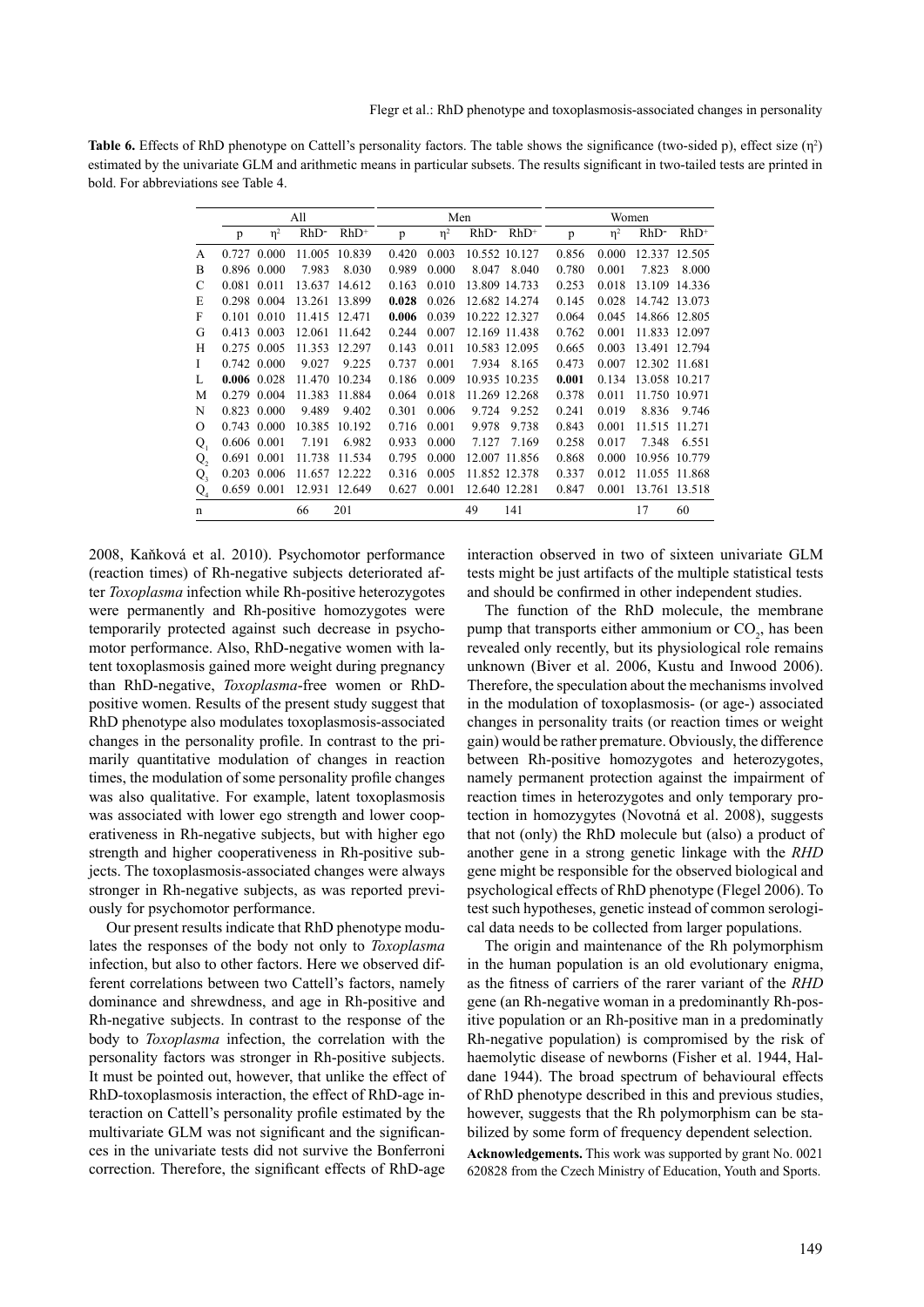**Table 6.** Effects of RhD phenotype on Cattell's personality factors. The table shows the significance (two-sided p), effect size ($\eta^2$) estimated by the univariate GLM and arithmetic means in particular subsets. The results significant in two-tailed tests are printed in bold. For abbreviations see Table 4.

| | All | | | | Men | | | | Women | | | |
|---|---|---|---|---|---|---|---|---|---|---|---|---|
| | p | $\eta^2$ | RhD⁻ | RhD⁺ | p | $\eta^2$ | RhD⁻ | RhD⁺ | p | $\eta^2$ | RhD⁻ | RhD⁺ |
| A | 0.727 | 0.000 | 11.005 | 10.839 | 0.420 | 0.003 | 10.552 | 10.127 | 0.856 | 0.000 | 12.337 | 12.505 |
| B | 0.896 | 0.000 | 7.983 | 8.030 | 0.989 | 0.000 | 8.047 | 8.040 | 0.780 | 0.001 | 7.823 | 8.000 |
| C | 0.081 | 0.011 | 13.637 | 14.612 | 0.163 | 0.010 | 13.809 | 14.733 | 0.253 | 0.018 | 13.109 | 14.336 |
| E | 0.298 | 0.004 | 13.261 | 13.899 | **0.028** | 0.026 | 12.682 | 14.274 | 0.145 | 0.028 | 14.742 | 13.073 |
| F | 0.101 | 0.010 | 11.415 | 12.471 | **0.006** | 0.039 | 10.222 | 12.327 | 0.064 | 0.045 | 14.866 | 12.805 |
| G | 0.413 | 0.003 | 12.061 | 11.642 | 0.244 | 0.007 | 12.169 | 11.438 | 0.762 | 0.001 | 11.833 | 12.097 |
| H | 0.275 | 0.005 | 11.353 | 12.297 | 0.143 | 0.011 | 10.583 | 12.095 | 0.665 | 0.003 | 13.491 | 12.794 |
| I | 0.742 | 0.000 | 9.027 | 9.225 | 0.737 | 0.001 | 7.934 | 8.165 | 0.473 | 0.007 | 12.302 | 11.681 |
| L | **0.006** | 0.028 | 11.470 | 10.234 | 0.186 | 0.009 | 10.935 | 10.235 | **0.001** | 0.134 | 13.058 | 10.217 |
| M | 0.279 | 0.004 | 11.383 | 11.884 | 0.064 | 0.018 | 11.269 | 12.268 | 0.378 | 0.011 | 11.750 | 10.971 |
| N | 0.823 | 0.000 | 9.489 | 9.402 | 0.301 | 0.006 | 9.724 | 9.252 | 0.241 | 0.019 | 8.836 | 9.746 |
| O | 0.743 | 0.000 | 10.385 | 10.192 | 0.716 | 0.001 | 9.978 | 9.738 | 0.843 | 0.001 | 11.515 | 11.271 |
| $Q_1$ | 0.606 | 0.001 | 7.191 | 6.982 | 0.933 | 0.000 | 7.127 | 7.169 | 0.258 | 0.017 | 7.348 | 6.551 |
| $Q_2$ | 0.691 | 0.001 | 11.738 | 11.534 | 0.795 | 0.000 | 12.007 | 11.856 | 0.868 | 0.000 | 10.956 | 10.779 |
| $Q_3$ | 0.203 | 0.006 | 11.657 | 12.222 | 0.316 | 0.005 | 11.852 | 12.378 | 0.337 | 0.012 | 11.055 | 11.868 |
| $Q_4$ | 0.659 | 0.001 | 12.931 | 12.649 | 0.627 | 0.001 | 12.640 | 12.281 | 0.847 | 0.001 | 13.761 | 13.518 |
| n | | | 66 | 201 | | | 49 | 141 | | | 17 | 60 |

2008, Kaňková et al. 2010). Psychomotor performance (reaction times) of Rh-negative subjects deteriorated after *Toxoplasma* infection while Rh-positive heterozygotes were permanently and Rh-positive homozygotes were temporarily protected against such decrease in psychomotor performance. Also, RhD-negative women with latent toxoplasmosis gained more weight during pregnancy than RhD-negative, *Toxoplasma*-free women or RhD-positive women. Results of the present study suggest that RhD phenotype also modulates toxoplasmosis-associated changes in the personality profile. In contrast to the primarily quantitative modulation of changes in reaction times, the modulation of some personality profile changes was also qualitative. For example, latent toxoplasmosis was associated with lower ego strength and lower cooperativeness in Rh-negative subjects, but with higher ego strength and higher cooperativeness in Rh-positive subjects. The toxoplasmosis-associated changes were always stronger in Rh-negative subjects, as was reported previously for psychomotor performance.

Our present results indicate that RhD phenotype modulates the responses of the body not only to *Toxoplasma* infection, but also to other factors. Here we observed different correlations between two Cattell's factors, namely dominance and shrewdness, and age in Rh-positive and Rh-negative subjects. In contrast to the response of the body to *Toxoplasma* infection, the correlation with the personality factors was stronger in Rh-positive subjects. It must be pointed out, however, that unlike the effect of RhD-toxoplasmosis interaction, the effect of RhD-age interaction on Cattell's personality profile estimated by the multivariate GLM was not significant and the significances in the univariate tests did not survive the Bonferroni correction. Therefore, the significant effects of RhD-age interaction observed in two of sixteen univariate GLM tests might be just artifacts of the multiple statistical tests and should be confirmed in other independent studies.

The function of the RhD molecule, the membrane pump that transports either ammonium or $CO_2$, has been revealed only recently, but its physiological role remains unknown (Biver et al. 2006, Kustu and Inwood 2006). Therefore, the speculation about the mechanisms involved in the modulation of toxoplasmosis- (or age-) associated changes in personality traits (or reaction times or weight gain) would be rather premature. Obviously, the difference between Rh-positive homozygotes and heterozygotes, namely permanent protection against the impairment of reaction times in heterozygotes and only temporary protection in homozygytes (Novotná et al. 2008), suggests that not (only) the RhD molecule but (also) a product of another gene in a strong genetic linkage with the *RHD* gene might be responsible for the observed biological and psychological effects of RhD phenotype (Flegel 2006). To test such hypotheses, genetic instead of common serological data needs to be collected from larger populations.

The origin and maintenance of the Rh polymorphism in the human population is an old evolutionary enigma, as the fitness of carriers of the rarer variant of the *RHD* gene (an Rh-negative woman in a predominantly Rh-positive population or an Rh-positive man in a predominatly Rh-negative population) is compromised by the risk of haemolytic disease of newborns (Fisher et al. 1944, Haldane 1944). The broad spectrum of behavioural effects of RhD phenotype described in this and previous studies, however, suggests that the Rh polymorphism can be stabilized by some form of frequency dependent selection.

**Acknowledgements.** This work was supported by grant No. 0021 620828 from the Czech Ministry of Education, Youth and Sports.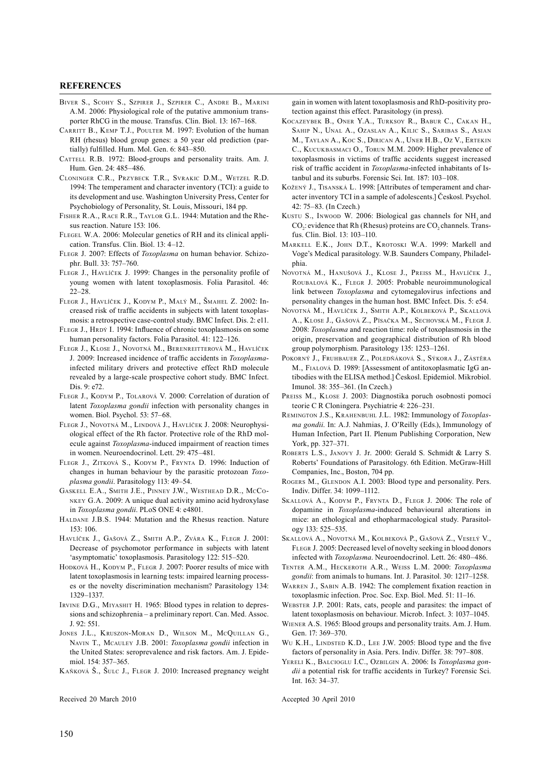## REFERENCES

Biver S., Scohy S., Szpirer J., Szpirer C., Andre B., Marini A.M. 2006: Physiological role of the putative ammonium transporter RhCG in the mouse. Transfus. Clin. Biol. 13: 167–168.

Carritt B., Kemp T.J., Poulter M. 1997: Evolution of the human RH (rhesus) blood group genes: a 50 year old prediction (partially) fulfilled. Hum. Mol. Gen. 6: 843–850.

Cattell R.B. 1972: Blood-groups and personality traits. Am. J. Hum. Gen. 24: 485–486.

Cloninger C.R., Przybeck T.R., Svrakic D.M., Wetzel R.D. 1994: The temperament and character inventory (TCI): a guide to its development and use. Washington University Press, Center for Psychobiology of Personality, St. Louis, Missouri, 184 pp.

Fisher R.A., Race R.R., Taylor G.L. 1944: Mutation and the Rhesus reaction. Nature 153: 106.

Flegel W.A. 2006: Molecular genetics of RH and its clinical application. Transfus. Clin. Biol. 13: 4–12.

Flegr J. 2007: Effects of *Toxoplasma* on human behavior. Schizophr. Bull. 33: 757–760.

Flegr J., Havlíček J. 1999: Changes in the personality profile of young women with latent toxoplasmosis. Folia Parasitol. 46: 22–28.

Flegr J., Havlíček J., Kodym P., Malý M., Šmahel Z. 2002: Increased risk of traffic accidents in subjects with latent toxoplasmosis: a retrospective case-control study. BMC Infect. Dis. 2: e11.

Flegr J., Hrdý I. 1994: Influence of chronic toxoplasmosis on some human personality factors. Folia Parasitol. 41: 122–126.

Flegr J., Klose J., Novotná M., Berenreitterová M., Havlíček J. 2009: Increased incidence of traffic accidents in *Toxoplasma*-infected military drivers and protective effect RhD molecule revealed by a large-scale prospective cohort study. BMC Infect. Dis. 9: e72.

Flegr J., Kodym P., Tolarová V. 2000: Correlation of duration of latent *Toxoplasma gondii* infection with personality changes in women. Biol. Psychol. 53: 57–68.

Flegr J., Novotná M., Lindová J., Havlíček J. 2008: Neurophysiological effect of the Rh factor. Protective role of the RhD molecule against *Toxoplasma*-induced impairment of reaction times in women. Neuroendocrinol. Lett. 29: 475–481.

Flegr J., Zitková S., Kodym P., Frynta D. 1996: Induction of changes in human behaviour by the parasitic protozoan *Toxoplasma gondii*. Parasitology 113: 49–54.

Gaskell E.A., Smith J.E., Pinney J.W., Westhead D.R., McConkey G.A. 2009: A unique dual activity amino acid hydroxylase in *Toxoplasma gondii*. PLoS ONE 4: e4801.

Haldane J.B.S. 1944: Mutation and the Rhesus reaction. Nature 153: 106.

Havlíček J., Gašová Z., Smith A.P., Zvára K., Flegr J. 2001: Decrease of psychomotor performance in subjects with latent 'asymptomatic' toxoplasmosis. Parasitology 122: 515–520.

Hodková H., Kodym P., Flegr J. 2007: Poorer results of mice with latent toxoplasmosis in learning tests: impaired learning processes or the novelty discrimination mechanism? Parasitology 134: 1329–1337.

Irvine D.G., Miyashit H. 1965: Blood types in relation to depressions and schizophrenia – a preliminary report. Can. Med. Assoc. J. 92: 551.

Jones J.L., Kruszon-Moran D., Wilson M., McQuillan G., Navin T., Mcauley J.B. 2001: *Toxoplasma gondii* infection in the United States: seroprevalence and risk factors. Am. J. Epidemiol. 154: 357–365.

Kaňková Š., Šulc J., Flegr J. 2010: Increased pregnancy weight gain in women with latent toxoplasmosis and RhD-positivity protection against this effect. Parasitology (in press).

Kocazeybek B., Oner Y.A., Turksoy R., Babur C., Cakan H., Sahip N., Unal A., Ozaslan A., Kilic S., Saribas S., Asian M., Taylan A., Koc S., Dirican A., Uner H.B., Oz V., Ertekin C., Kucukbasmaci O., Torun M.M. 2009: Higher prevalence of toxoplasmosis in victims of traffic accidents suggest increased risk of traffic accident in *Toxoplasma*-infected inhabitants of Istanbul and its suburbs. Forensic Sci. Int. 187: 103–108.

Kožený J., Tisanská L. 1998: [Attributes of temperament and character inventory TCI in a sample of adolescents.] Českosl. Psychol. 42: 75–83. (In Czech.)

Kustu S., Inwood W. 2006: Biological gas channels for $NH_3$ and $CO_2$: evidence that Rh (Rhesus) proteins are $CO_2$ channels. Transfus. Clin. Biol. 13: 103–110.

Markell E.K., John D.T., Krotoski W.A. 1999: Markell and Voge's Medical parasitology. W.B. Saunders Company, Philadelphia.

Novotná M., Hanušová J., Klose J., Preiss M., Havlíček J., Roubalová K., Flegr J. 2005: Probable neuroimmunological link between *Toxoplasma* and cytomegalovirus infections and personality changes in the human host. BMC Infect. Dis. 5: e54.

Novotná M., Havlíček J., Smith A.P., Kolbeková P., Skallová A., Klose J., Gašová Z., Písačka M., Sechovská M., Flegr J. 2008: *Toxoplasma* and reaction time: role of toxoplasmosis in the origin, preservation and geographical distribution of Rh blood group polymorphism. Parasitology 135: 1253–1261.

Pokorný J., Fruhbauer Z., Poledňáková S., Sýkora J., Zástěra M., Fialová D. 1989: [Assessment of antitoxoplasmatic IgG antibodies with the ELISA method.] Českosl. Epidemiol. Mikrobiol. Imunol. 38: 355–361. (In Czech.)

Preiss M., Klose J. 2003: Diagnostika poruch osobnosti pomocí teorie C R Cloningera. Psychiatrie 4: 226–231.

Remington J.S., Krahenbuhl J.L. 1982: Immunology of *Toxoplasma gondii*. In: A.J. Nahmias, J. O'Reilly (Eds.), Immunology of Human Infection, Part II. Plenum Publishing Corporation, New York, pp. 327–371.

Roberts L.S., Janovy J. Jr. 2000: Gerald S. Schmidt & Larry S. Roberts' Foundations of Parasitology. 6th Edition. McGraw-Hill Companies, Inc., Boston, 704 pp.

Rogers M., Glendon A.I. 2003: Blood type and personality. Pers. Indiv. Differ. 34: 1099–1112.

Skallová A., Kodym P., Frynta D., Flegr J. 2006: The role of dopamine in *Toxoplasma*-induced behavioural alterations in mice: an ethological and ethopharmacological study. Parasitology 133: 525–535.

Skallová A., Novotná M., Kolbeková P., Gašová Z., Veselý V., Flegr J. 2005: Decreased level of novelty seeking in blood donors infected with *Toxoplasma*. Neuroendocrinol. Lett. 26: 480–486.

Tenter A.M., Heckeroth A.R., Weiss L.M. 2000: *Toxoplasma gondii*: from animals to humans. Int. J. Parasitol. 30: 1217–1258.

Warren J., Sabin A.B. 1942: The complement fixation reaction in toxoplasmic infection. Proc. Soc. Exp. Biol. Med. 51: 11–16.

Webster J.P. 2001: Rats, cats, people and parasites: the impact of latent toxoplasmosis on behaviour. Microb. Infect. 3: 1037–1045.

Wiener A.S. 1965: Blood groups and personality traits. Am. J. Hum. Gen. 17: 369–370.

Wu K.H., Lindsted K.D., Lee J.W. 2005: Blood type and the five factors of personality in Asia. Pers. Indiv. Differ. 38: 797–808.

Yereli K., Balcioglu I.C., Ozbilgin A. 2006: Is *Toxoplasma gondii* a potential risk for traffic accidents in Turkey? Forensic Sci. Int. 163: 34–37.

Received 20 March 2010

Accepted 30 April 2010